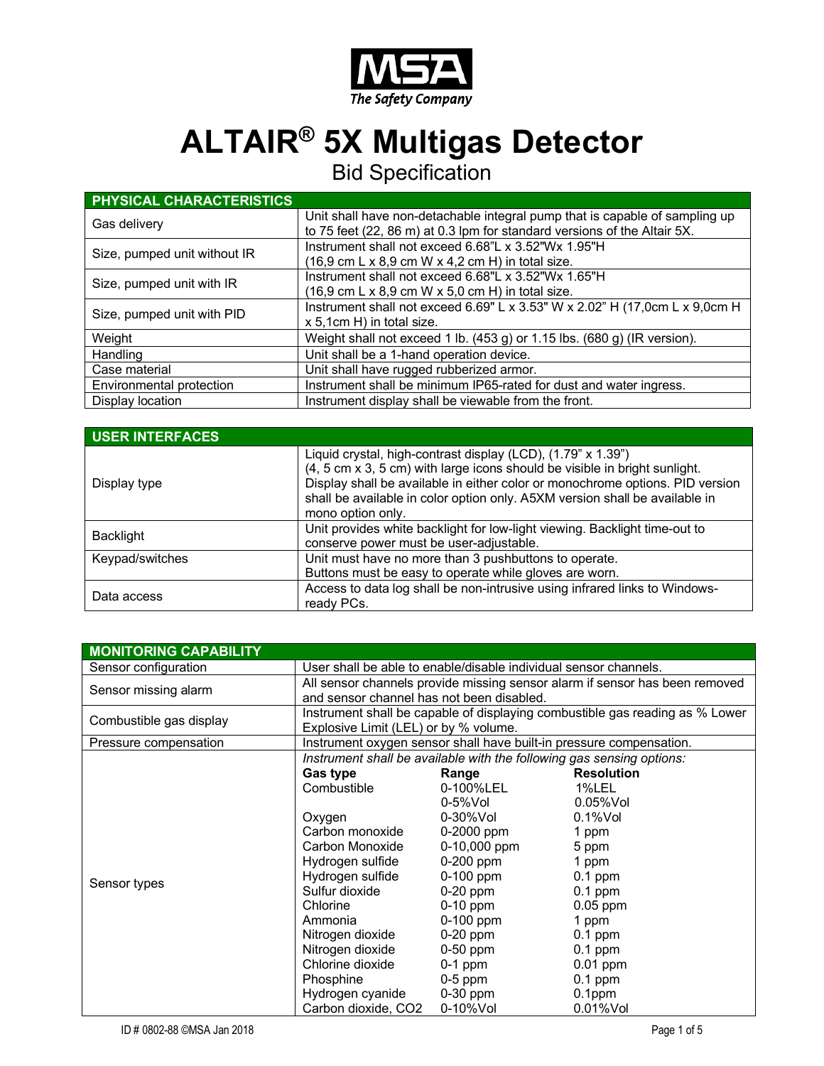MSA
The Safety Company

# ALTAIR® 5X Multigas Detector

## Bid Specification

| PHYSICAL CHARACTERISTICS | |
|---|---|
| Gas delivery | Unit shall have non-detachable integral pump that is capable of sampling up to 75 feet (22, 86 m) at 0.3 lpm for standard versions of the Altair 5X. |
| Size, pumped unit without IR | Instrument shall not exceed 6.68"L x 3.52"Wx 1.95"H (16,9 cm L x 8,9 cm W x 4,2 cm H) in total size. |
| Size, pumped unit with IR | Instrument shall not exceed 6.68"L x 3.52"Wx 1.65"H (16,9 cm L x 8,9 cm W x 5,0 cm H) in total size. |
| Size, pumped unit with PID | Instrument shall not exceed 6.69" L x 3.53" W x 2.02" H (17,0cm L x 9,0cm H x 5,1cm H) in total size. |
| Weight | Weight shall not exceed 1 lb. (453 g) or 1.15 lbs. (680 g) (IR version). |
| Handling | Unit shall be a 1-hand operation device. |
| Case material | Unit shall have rugged rubberized armor. |
| Environmental protection | Instrument shall be minimum IP65-rated for dust and water ingress. |
| Display location | Instrument display shall be viewable from the front. |

| USER INTERFACES | |
|---|---|
| Display type | Liquid crystal, high-contrast display (LCD), (1.79" x 1.39") (4, 5 cm x 3, 5 cm) with large icons should be visible in bright sunlight. Display shall be available in either color or monochrome options. PID version shall be available in color option only. A5XM version shall be available in mono option only. |
| Backlight | Unit provides white backlight for low-light viewing. Backlight time-out to conserve power must be user-adjustable. |
| Keypad/switches | Unit must have no more than 3 pushbuttons to operate. Buttons must be easy to operate while gloves are worn. |
| Data access | Access to data log shall be non-intrusive using infrared links to Windows-ready PCs. |

| MONITORING CAPABILITY | | | |
|---|---|---|---|
| Sensor configuration | User shall be able to enable/disable individual sensor channels. | | |
| Sensor missing alarm | All sensor channels provide missing sensor alarm if sensor has been removed and sensor channel has not been disabled. | | |
| Combustible gas display | Instrument shall be capable of displaying combustible gas reading as % Lower Explosive Limit (LEL) or by % volume. | | |
| Pressure compensation | Instrument oxygen sensor shall have built-in pressure compensation. | | |
| Sensor types | *Instrument shall be available with the following gas sensing options:* | | |
| | **Gas type** | **Range** | **Resolution** |
| | Combustible | 0-100%LEL | 1%LEL |
| | | 0-5%Vol | 0.05%Vol |
| | Oxygen | 0-30%Vol | 0.1%Vol |
| | Carbon monoxide | 0-2000 ppm | 1 ppm |
| | Carbon Monoxide | 0-10,000 ppm | 5 ppm |
| | Hydrogen sulfide | 0-200 ppm | 1 ppm |
| | Hydrogen sulfide | 0-100 ppm | 0.1 ppm |
| | Sulfur dioxide | 0-20 ppm | 0.1 ppm |
| | Chlorine | 0-10 ppm | 0.05 ppm |
| | Ammonia | 0-100 ppm | 1 ppm |
| | Nitrogen dioxide | 0-20 ppm | 0.1 ppm |
| | Nitrogen dioxide | 0-50 ppm | 0.1 ppm |
| | Chlorine dioxide | 0-1 ppm | 0.01 ppm |
| | Phosphine | 0-5 ppm | 0.1 ppm |
| | Hydrogen cyanide | 0-30 ppm | 0.1ppm |
| | Carbon dioxide, $CO_2$ | 0-10%Vol | 0.01%Vol |

ID # 0802-88 ©MSA Jan 2018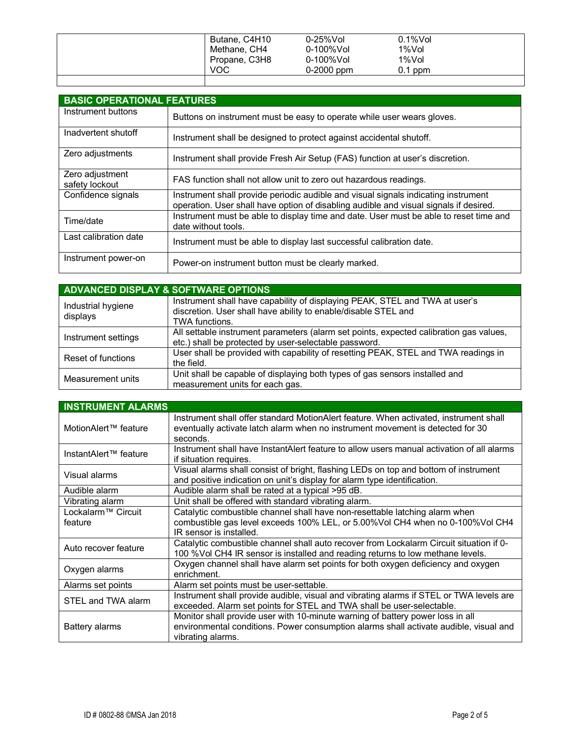| | | | |
|---|---|---|---|
| | Butane, $C_4H_{10}$ | 0-25%Vol | 0.1%Vol |
| | Methane, $CH_4$ | 0-100%Vol | 1%Vol |
| | Propane, $C_3H_8$ | 0-100%Vol | 1%Vol |
| | VOC | 0-2000 ppm | 0.1 ppm |
| | | | |

| BASIC OPERATIONAL FEATURES | |
|---|---|
| Instrument buttons | Buttons on instrument must be easy to operate while user wears gloves. |
| Inadvertent shutoff | Instrument shall be designed to protect against accidental shutoff. |
| Zero adjustments | Instrument shall provide Fresh Air Setup (FAS) function at user's discretion. |
| Zero adjustment safety lockout | FAS function shall not allow unit to zero out hazardous readings. |
| Confidence signals | Instrument shall provide periodic audible and visual signals indicating instrument operation. User shall have option of disabling audible and visual signals if desired. |
| Time/date | Instrument must be able to display time and date. User must be able to reset time and date without tools. |
| Last calibration date | Instrument must be able to display last successful calibration date. |
| Instrument power-on | Power-on instrument button must be clearly marked. |

| ADVANCED DISPLAY & SOFTWARE OPTIONS | |
|---|---|
| Industrial hygiene displays | Instrument shall have capability of displaying PEAK, STEL and TWA at user's discretion. User shall have ability to enable/disable STEL and TWA functions. |
| Instrument settings | All settable instrument parameters (alarm set points, expected calibration gas values, etc.) shall be protected by user-selectable password. |
| Reset of functions | User shall be provided with capability of resetting PEAK, STEL and TWA readings in the field. |
| Measurement units | Unit shall be capable of displaying both types of gas sensors installed and measurement units for each gas. |

| INSTRUMENT ALARMS | |
|---|---|
| MotionAlert™ feature | Instrument shall offer standard MotionAlert feature. When activated, instrument shall eventually activate latch alarm when no instrument movement is detected for 30 seconds. |
| InstantAlert™ feature | Instrument shall have InstantAlert feature to allow users manual activation of all alarms if situation requires. |
| Visual alarms | Visual alarms shall consist of bright, flashing LEDs on top and bottom of instrument and positive indication on unit's display for alarm type identification. |
| Audible alarm | Audible alarm shall be rated at a typical >95 dB. |
| Vibrating alarm | Unit shall be offered with standard vibrating alarm. |
| Lockalarm™ Circuit feature | Catalytic combustible channel shall have non-resettable latching alarm when combustible gas level exceeds 100% LEL, or 5.00%Vol $CH_4$ when no 0-100%Vol $CH_4$ IR sensor is installed. |
| Auto recover feature | Catalytic combustible channel shall auto recover from Lockalarm Circuit situation if 0-100 %Vol $CH_4$ IR sensor is installed and reading returns to low methane levels. |
| Oxygen alarms | Oxygen channel shall have alarm set points for both oxygen deficiency and oxygen enrichment. |
| Alarms set points | Alarm set points must be user-settable. |
| STEL and TWA alarm | Instrument shall provide audible, visual and vibrating alarms if STEL or TWA levels are exceeded. Alarm set points for STEL and TWA shall be user-selectable. |
| Battery alarms | Monitor shall provide user with 10-minute warning of battery power loss in all environmental conditions. Power consumption alarms shall activate audible, visual and vibrating alarms. |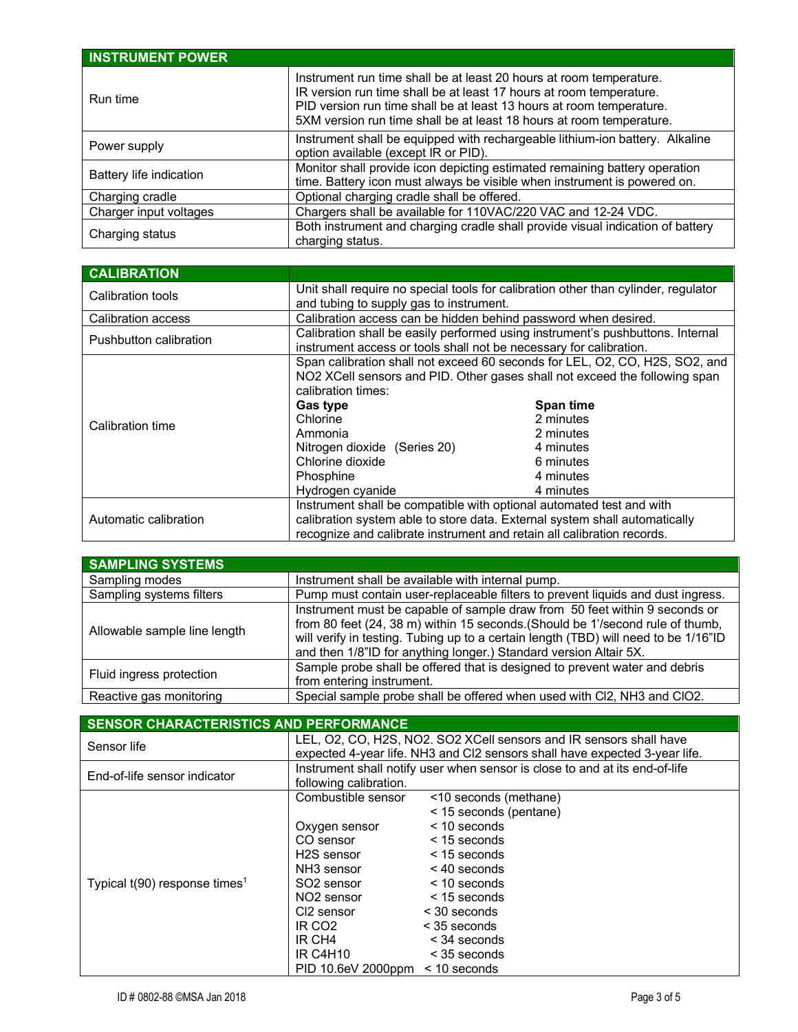| INSTRUMENT POWER | |
|---|---|
| Run time | Instrument run time shall be at least 20 hours at room temperature.<br>IR version run time shall be at least 17 hours at room temperature.<br>PID version run time shall be at least 13 hours at room temperature.<br>5XM version run time shall be at least 18 hours at room temperature. |
| Power supply | Instrument shall be equipped with rechargeable lithium-ion battery. Alkaline option available (except IR or PID). |
| Battery life indication | Monitor shall provide icon depicting estimated remaining battery operation time. Battery icon must always be visible when instrument is powered on. |
| Charging cradle | Optional charging cradle shall be offered. |
| Charger input voltages | Chargers shall be available for 110VAC/220 VAC and 12-24 VDC. |
| Charging status | Both instrument and charging cradle shall provide visual indication of battery charging status. |

| CALIBRATION | |
|---|---|
| Calibration tools | Unit shall require no special tools for calibration other than cylinder, regulator and tubing to supply gas to instrument. |
| Calibration access | Calibration access can be hidden behind password when desired. |
| Pushbutton calibration | Calibration shall be easily performed using instrument's pushbuttons. Internal instrument access or tools shall not be necessary for calibration. |
| Calibration time | Span calibration shall not exceed 60 seconds for LEL, O2, CO, H2S, SO2, and NO2 XCell sensors and PID. Other gases shall not exceed the following span calibration times:<br>**Gas type** — **Span time**<br>Chlorine — 2 minutes<br>Ammonia — 2 minutes<br>Nitrogen dioxide (Series 20) — 4 minutes<br>Chlorine dioxide — 6 minutes<br>Phosphine — 4 minutes<br>Hydrogen cyanide — 4 minutes |
| Automatic calibration | Instrument shall be compatible with optional automated test and with calibration system able to store data. External system shall automatically recognize and calibrate instrument and retain all calibration records. |

| SAMPLING SYSTEMS | |
|---|---|
| Sampling modes | Instrument shall be available with internal pump. |
| Sampling systems filters | Pump must contain user-replaceable filters to prevent liquids and dust ingress. |
| Allowable sample line length | Instrument must be capable of sample draw from 50 feet within 9 seconds or from 80 feet (24, 38 m) within 15 seconds.(Should be 1'/second rule of thumb, will verify in testing. Tubing up to a certain length (TBD) will need to be 1/16"ID and then 1/8"ID for anything longer.) Standard version Altair 5X. |
| Fluid ingress protection | Sample probe shall be offered that is designed to prevent water and debris from entering instrument. |
| Reactive gas monitoring | Special sample probe shall be offered when used with Cl2, NH3 and ClO2. |

| SENSOR CHARACTERISTICS AND PERFORMANCE | |
|---|---|
| Sensor life | LEL, O2, CO, H2S, NO2. SO2 XCell sensors and IR sensors shall have expected 4-year life. NH3 and Cl2 sensors shall have expected 3-year life. |
| End-of-life sensor indicator | Instrument shall notify user when sensor is close to and at its end-of-life following calibration. |
| Typical t(90) response times[1] | Combustible sensor — <10 seconds (methane)<br>< 15 seconds (pentane)<br>Oxygen sensor — < 10 seconds<br>CO sensor — < 15 seconds<br>H2S sensor — < 15 seconds<br>NH3 sensor — < 40 seconds<br>SO2 sensor — < 10 seconds<br>NO2 sensor — < 15 seconds<br>Cl2 sensor — < 30 seconds<br>IR CO2 — < 35 seconds<br>IR CH4 — < 34 seconds<br>IR C4H10 — < 35 seconds<br>PID 10.6eV 2000ppm — < 10 seconds |

ID # 0802-88 ©MSA Jan 2018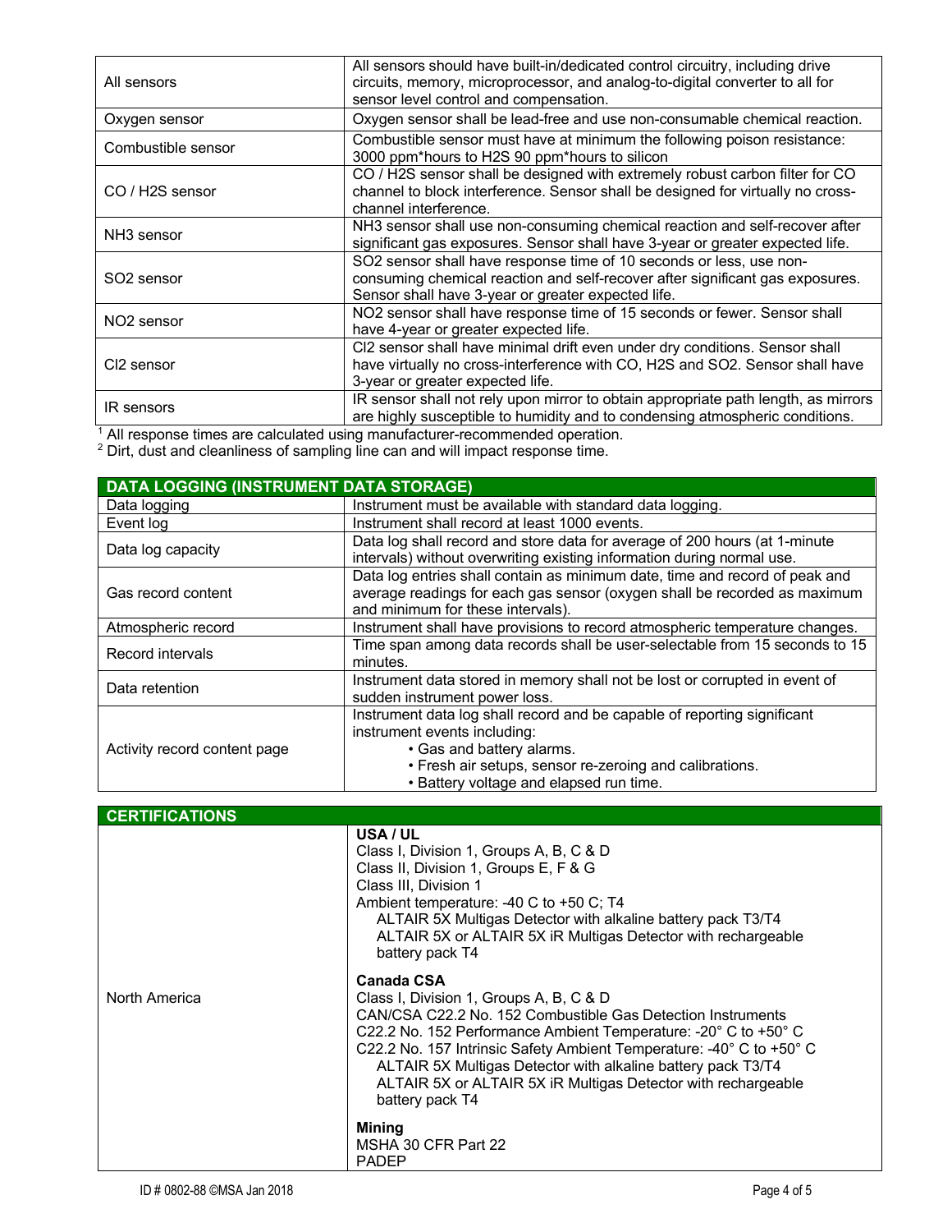| | |
|---|---|
| All sensors | All sensors should have built-in/dedicated control circuitry, including drive circuits, memory, microprocessor, and analog-to-digital converter to all for sensor level control and compensation. |
| Oxygen sensor | Oxygen sensor shall be lead-free and use non-consumable chemical reaction. |
| Combustible sensor | Combustible sensor must have at minimum the following poison resistance: 3000 ppm*hours to $H_2S$ 90 ppm*hours to silicon |
| CO / $H_2S$ sensor | CO / $H_2S$ sensor shall be designed with extremely robust carbon filter for CO channel to block interference. Sensor shall be designed for virtually no cross-channel interference. |
| $NH_3$ sensor | $NH_3$ sensor shall use non-consuming chemical reaction and self-recover after significant gas exposures. Sensor shall have 3-year or greater expected life. |
| $SO_2$ sensor | $SO_2$ sensor shall have response time of 10 seconds or less, use non-consuming chemical reaction and self-recover after significant gas exposures. Sensor shall have 3-year or greater expected life. |
| $NO_2$ sensor | $NO_2$ sensor shall have response time of 15 seconds or fewer. Sensor shall have 4-year or greater expected life. |
| $Cl_2$ sensor | $Cl_2$ sensor shall have minimal drift even under dry conditions. Sensor shall have virtually no cross-interference with CO, $H_2S$ and $SO_2$. Sensor shall have 3-year or greater expected life. |
| IR sensors | IR sensor shall not rely upon mirror to obtain appropriate path length, as mirrors are highly susceptible to humidity and to condensing atmospheric conditions. |

[1] All response times are calculated using manufacturer-recommended operation.
[2] Dirt, dust and cleanliness of sampling line can and will impact response time.

| DATA LOGGING (INSTRUMENT DATA STORAGE) | |
|---|---|
| Data logging | Instrument must be available with standard data logging. |
| Event log | Instrument shall record at least 1000 events. |
| Data log capacity | Data log shall record and store data for average of 200 hours (at 1-minute intervals) without overwriting existing information during normal use. |
| Gas record content | Data log entries shall contain as minimum date, time and record of peak and average readings for each gas sensor (oxygen shall be recorded as maximum and minimum for these intervals). |
| Atmospheric record | Instrument shall have provisions to record atmospheric temperature changes. |
| Record intervals | Time span among data records shall be user-selectable from 15 seconds to 15 minutes. |
| Data retention | Instrument data stored in memory shall not be lost or corrupted in event of sudden instrument power loss. |
| Activity record content page | Instrument data log shall record and be capable of reporting significant instrument events including:<br>• Gas and battery alarms.<br>• Fresh air setups, sensor re-zeroing and calibrations.<br>• Battery voltage and elapsed run time. |

| CERTIFICATIONS | |
|---|---|
| North America | **USA / UL**<br>Class I, Division 1, Groups A, B, C & D<br>Class II, Division 1, Groups E, F & G<br>Class III, Division 1<br>Ambient temperature: -40 C to +50 C; T4<br>ALTAIR 5X Multigas Detector with alkaline battery pack T3/T4<br>ALTAIR 5X or ALTAIR 5X iR Multigas Detector with rechargeable battery pack T4<br><br>**Canada CSA**<br>Class I, Division 1, Groups A, B, C & D<br>CAN/CSA C22.2 No. 152 Combustible Gas Detection Instruments<br>C22.2 No. 152 Performance Ambient Temperature: -20° C to +50° C<br>C22.2 No. 157 Intrinsic Safety Ambient Temperature: -40° C to +50° C<br>ALTAIR 5X Multigas Detector with alkaline battery pack T3/T4<br>ALTAIR 5X or ALTAIR 5X iR Multigas Detector with rechargeable battery pack T4<br><br>**Mining**<br>MSHA 30 CFR Part 22<br>PADEP |

ID # 0802-88 ©MSA Jan 2018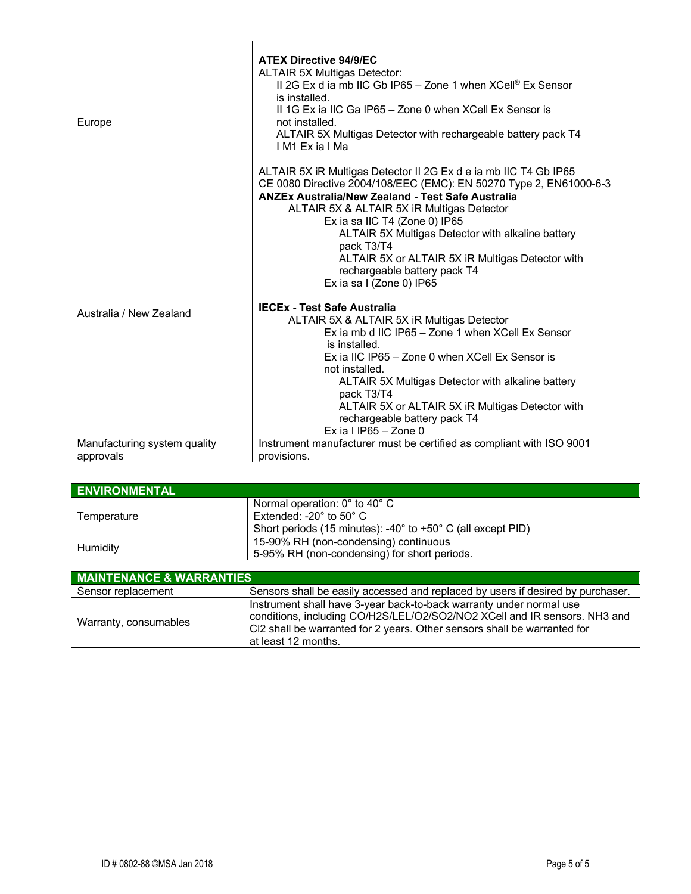| | |
|---|---|
| Europe | **ATEX Directive 94/9/EC**<br>ALTAIR 5X Multigas Detector:<br>II 2G Ex d ia mb IIC Gb IP65 – Zone 1 when XCell® Ex Sensor is installed.<br>II 1G Ex ia IIC Ga IP65 – Zone 0 when XCell Ex Sensor is not installed.<br>ALTAIR 5X Multigas Detector with rechargeable battery pack T4<br>I M1 Ex ia I Ma<br><br>ALTAIR 5X iR Multigas Detector II 2G Ex d e ia mb IIC T4 Gb IP65<br>CE 0080 Directive 2004/108/EEC (EMC): EN 50270 Type 2, EN61000-6-3 |
| Australia / New Zealand | **ANZEx Australia/New Zealand - Test Safe Australia**<br>ALTAIR 5X & ALTAIR 5X iR Multigas Detector<br>Ex ia sa IIC T4 (Zone 0) IP65<br>ALTAIR 5X Multigas Detector with alkaline battery pack T3/T4<br>ALTAIR 5X or ALTAIR 5X iR Multigas Detector with rechargeable battery pack T4<br>Ex ia sa I (Zone 0) IP65<br><br>**IECEx - Test Safe Australia**<br>ALTAIR 5X & ALTAIR 5X iR Multigas Detector<br>Ex ia mb d IIC IP65 – Zone 1 when XCell Ex Sensor is installed.<br>Ex ia IIC IP65 – Zone 0 when XCell Ex Sensor is not installed.<br>ALTAIR 5X Multigas Detector with alkaline battery pack T3/T4<br>ALTAIR 5X or ALTAIR 5X iR Multigas Detector with rechargeable battery pack T4<br>Ex ia I IP65 – Zone 0 |
| Manufacturing system quality approvals | Instrument manufacturer must be certified as compliant with ISO 9001 provisions. |

| ENVIRONMENTAL | |
|---|---|
| Temperature | Normal operation: 0° to 40° C<br>Extended: -20° to 50° C<br>Short periods (15 minutes): -40° to +50° C (all except PID) |
| Humidity | 15-90% RH (non-condensing) continuous<br>5-95% RH (non-condensing) for short periods. |

| MAINTENANCE & WARRANTIES | |
|---|---|
| Sensor replacement | Sensors shall be easily accessed and replaced by users if desired by purchaser. |
| Warranty, consumables | Instrument shall have 3-year back-to-back warranty under normal use conditions, including CO/H2S/LEL/O2/SO2/NO2 XCell and IR sensors. NH3 and Cl2 shall be warranted for 2 years. Other sensors shall be warranted for at least 12 months. |

ID # 0802-88 ©MSA Jan 2018